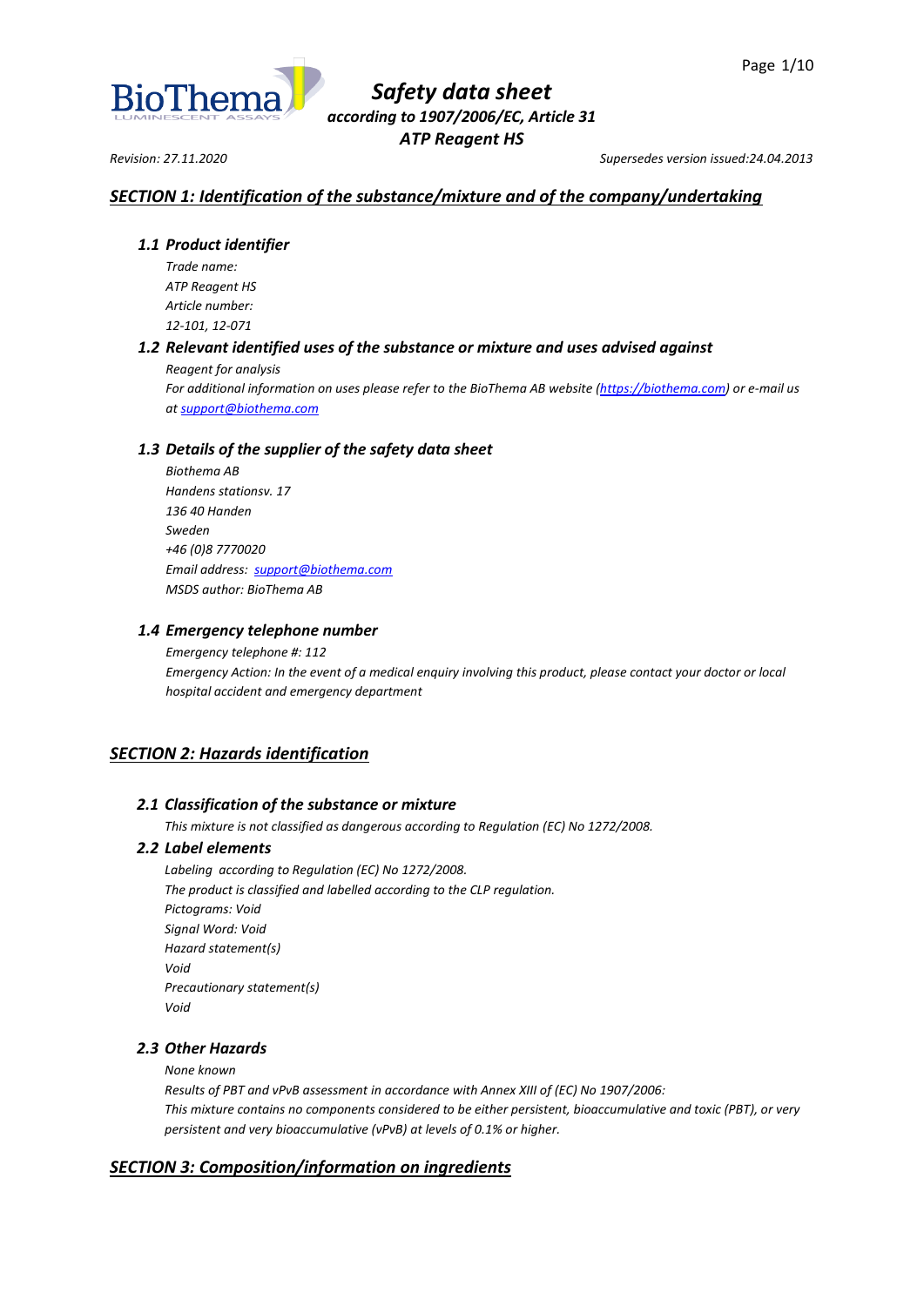# Safety data sheet

*according to 1907/2006/EC, Article 31*

**ATP Reagent HS**

*Revision: 27.11.2020* *Supersedes version issued:24.04.2013*

## SECTION 1: Identification of the substance/mixture and of the company/undertaking

### 1.1 Product identifier

*Trade name:*
*ATP Reagent HS*
*Article number:*
*12-101, 12-071*

### 1.2 Relevant identified uses of the substance or mixture and uses advised against

*Reagent for analysis*
*For additional information on uses please refer to the BioThema AB website (https://biothema.com) or e-mail us at support@biothema.com*

### 1.3 Details of the supplier of the safety data sheet

*Biothema AB*
*Handens stationsv. 17*
*136 40 Handen*
*Sweden*
*+46 (0)8 7770020*
*Email address: support@biothema.com*
*MSDS author: BioThema AB*

### 1.4 Emergency telephone number

*Emergency telephone #: 112*
*Emergency Action: In the event of a medical enquiry involving this product, please contact your doctor or local hospital accident and emergency department*

## SECTION 2: Hazards identification

### 2.1 Classification of the substance or mixture

*This mixture is not classified as dangerous according to Regulation (EC) No 1272/2008.*

### 2.2 Label elements

*Labeling according to Regulation (EC) No 1272/2008.*
*The product is classified and labelled according to the CLP regulation.*
*Pictograms: Void*
*Signal Word: Void*
*Hazard statement(s)*
*Void*
*Precautionary statement(s)*
*Void*

### 2.3 Other Hazards

*None known*
*Results of PBT and vPvB assessment in accordance with Annex XIII of (EC) No 1907/2006:*
*This mixture contains no components considered to be either persistent, bioaccumulative and toxic (PBT), or very persistent and very bioaccumulative (vPvB) at levels of 0.1% or higher.*

## SECTION 3: Composition/information on ingredients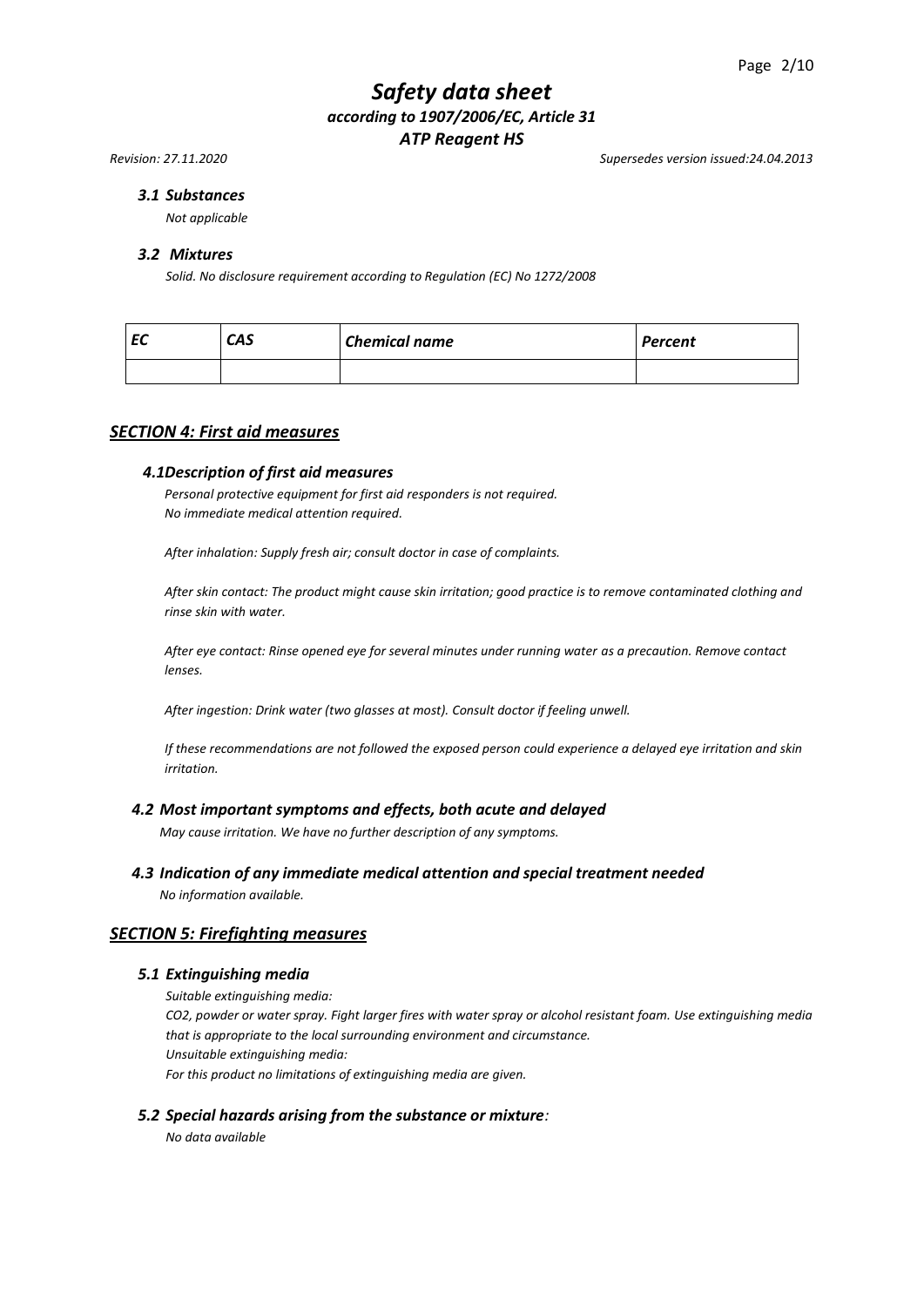### 3.1 Substances

*Not applicable*

### 3.2 Mixtures

*Solid. No disclosure requirement according to Regulation (EC) No 1272/2008*

| EC | CAS | Chemical name | Percent |
|---|---|---|---|
| | | | |

## SECTION 4: First aid measures

### 4.1 Description of first aid measures

*Personal protective equipment for first aid responders is not required.*
*No immediate medical attention required.*

*After inhalation: Supply fresh air; consult doctor in case of complaints.*

*After skin contact: The product might cause skin irritation; good practice is to remove contaminated clothing and rinse skin with water.*

*After eye contact: Rinse opened eye for several minutes under running water as a precaution. Remove contact lenses.*

*After ingestion: Drink water (two glasses at most). Consult doctor if feeling unwell.*

*If these recommendations are not followed the exposed person could experience a delayed eye irritation and skin irritation.*

### 4.2 Most important symptoms and effects, both acute and delayed

*May cause irritation. We have no further description of any symptoms.*

### 4.3 Indication of any immediate medical attention and special treatment needed

*No information available.*

## SECTION 5: Firefighting measures

### 5.1 Extinguishing media

*Suitable extinguishing media:*
*CO2, powder or water spray. Fight larger fires with water spray or alcohol resistant foam. Use extinguishing media that is appropriate to the local surrounding environment and circumstance.*
*Unsuitable extinguishing media:*
*For this product no limitations of extinguishing media are given.*

### 5.2 Special hazards arising from the substance or mixture:

*No data available*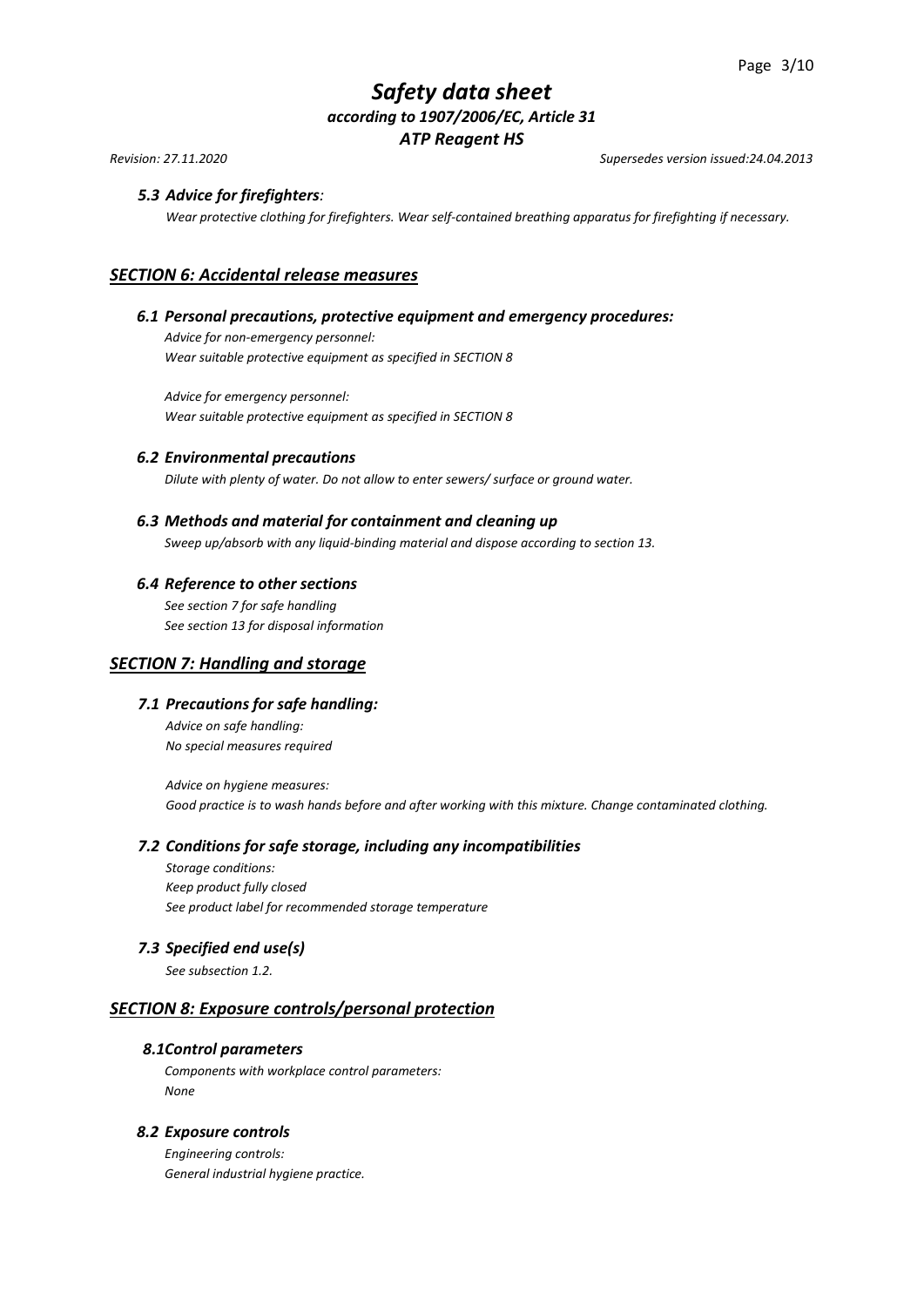### *5.3 Advice for firefighters:*

*Wear protective clothing for firefighters. Wear self-contained breathing apparatus for firefighting if necessary.*

## *SECTION 6: Accidental release measures*

### *6.1 Personal precautions, protective equipment and emergency procedures:*

*Advice for non-emergency personnel:*
*Wear suitable protective equipment as specified in SECTION 8*

*Advice for emergency personnel:*
*Wear suitable protective equipment as specified in SECTION 8*

### *6.2 Environmental precautions*

*Dilute with plenty of water. Do not allow to enter sewers/ surface or ground water.*

### *6.3 Methods and material for containment and cleaning up*

*Sweep up/absorb with any liquid-binding material and dispose according to section 13.*

### *6.4 Reference to other sections*

*See section 7 for safe handling*
*See section 13 for disposal information*

## *SECTION 7: Handling and storage*

### *7.1 Precautions for safe handling:*

*Advice on safe handling:*
*No special measures required*

*Advice on hygiene measures:*
*Good practice is to wash hands before and after working with this mixture. Change contaminated clothing.*

### *7.2 Conditions for safe storage, including any incompatibilities*

*Storage conditions:*
*Keep product fully closed*
*See product label for recommended storage temperature*

### *7.3 Specified end use(s)*

*See subsection 1.2.*

## *SECTION 8: Exposure controls/personal protection*

### *8.1Control parameters*

*Components with workplace control parameters:*
*None*

### *8.2 Exposure controls*

*Engineering controls:*
*General industrial hygiene practice.*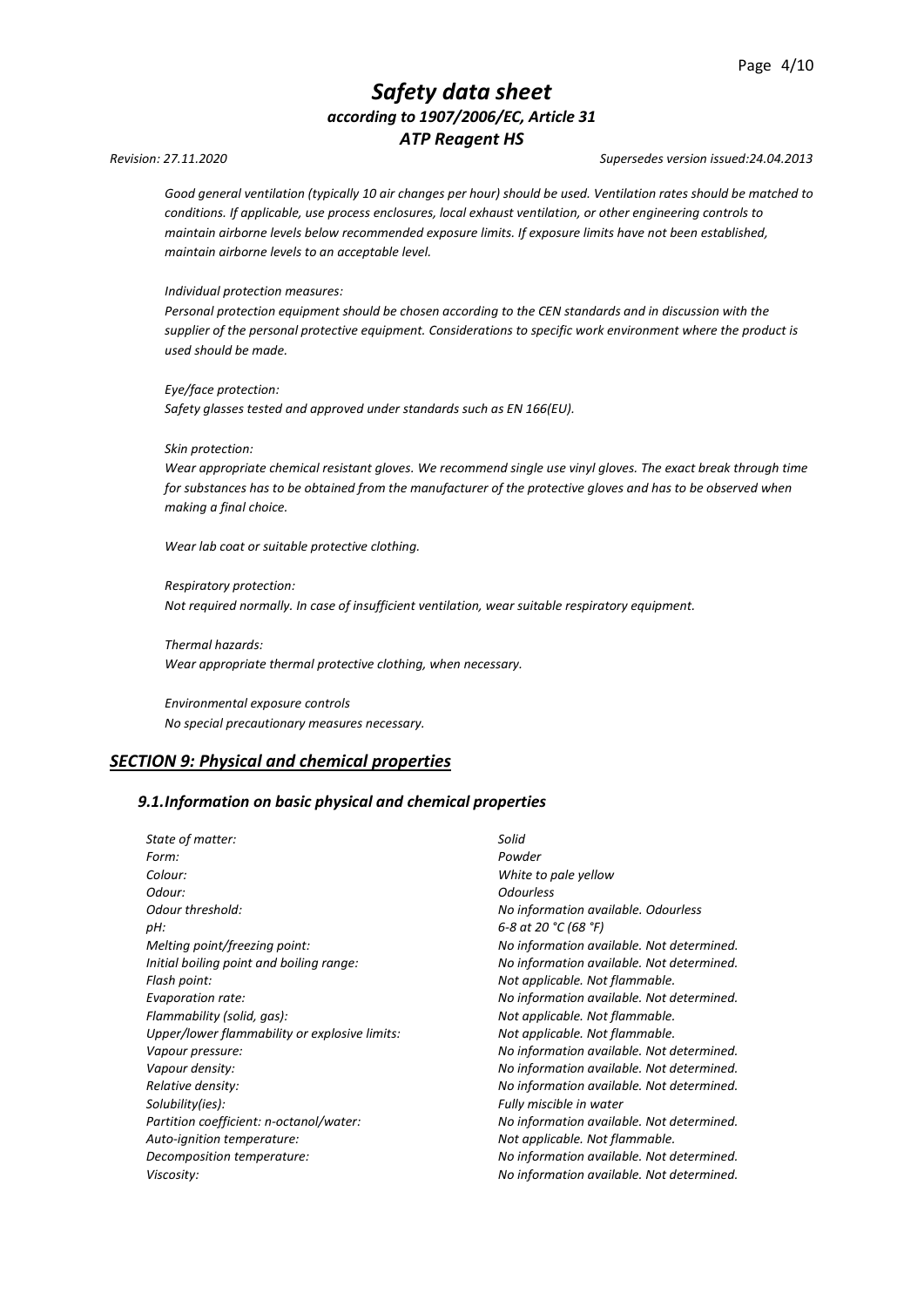*Good general ventilation (typically 10 air changes per hour) should be used. Ventilation rates should be matched to conditions. If applicable, use process enclosures, local exhaust ventilation, or other engineering controls to maintain airborne levels below recommended exposure limits. If exposure limits have not been established, maintain airborne levels to an acceptable level.*

*Individual protection measures:*
*Personal protection equipment should be chosen according to the CEN standards and in discussion with the supplier of the personal protective equipment. Considerations to specific work environment where the product is used should be made.*

*Eye/face protection:*
*Safety glasses tested and approved under standards such as EN 166(EU).*

*Skin protection:*
*Wear appropriate chemical resistant gloves. We recommend single use vinyl gloves. The exact break through time for substances has to be obtained from the manufacturer of the protective gloves and has to be observed when making a final choice.*

*Wear lab coat or suitable protective clothing.*

*Respiratory protection:*
*Not required normally. In case of insufficient ventilation, wear suitable respiratory equipment.*

*Thermal hazards:*
*Wear appropriate thermal protective clothing, when necessary.*

*Environmental exposure controls*
*No special precautionary measures necessary.*

## *SECTION 9: Physical and chemical properties*

### *9.1.Information on basic physical and chemical properties*

| | |
|---|---|
| *State of matter:* | *Solid* |
| *Form:* | *Powder* |
| *Colour:* | *White to pale yellow* |
| *Odour:* | *Odourless* |
| *Odour threshold:* | *No information available. Odourless* |
| *pH:* | *6-8 at 20 °C (68 °F)* |
| *Melting point/freezing point:* | *No information available. Not determined.* |
| *Initial boiling point and boiling range:* | *No information available. Not determined.* |
| *Flash point:* | *Not applicable. Not flammable.* |
| *Evaporation rate:* | *No information available. Not determined.* |
| *Flammability (solid, gas):* | *Not applicable. Not flammable.* |
| *Upper/lower flammability or explosive limits:* | *Not applicable. Not flammable.* |
| *Vapour pressure:* | *No information available. Not determined.* |
| *Vapour density:* | *No information available. Not determined.* |
| *Relative density:* | *No information available. Not determined.* |
| *Solubility(ies):* | *Fully miscible in water* |
| *Partition coefficient: n-octanol/water:* | *No information available. Not determined.* |
| *Auto-ignition temperature:* | *Not applicable. Not flammable.* |
| *Decomposition temperature:* | *No information available. Not determined.* |
| *Viscosity:* | *No information available. Not determined.* |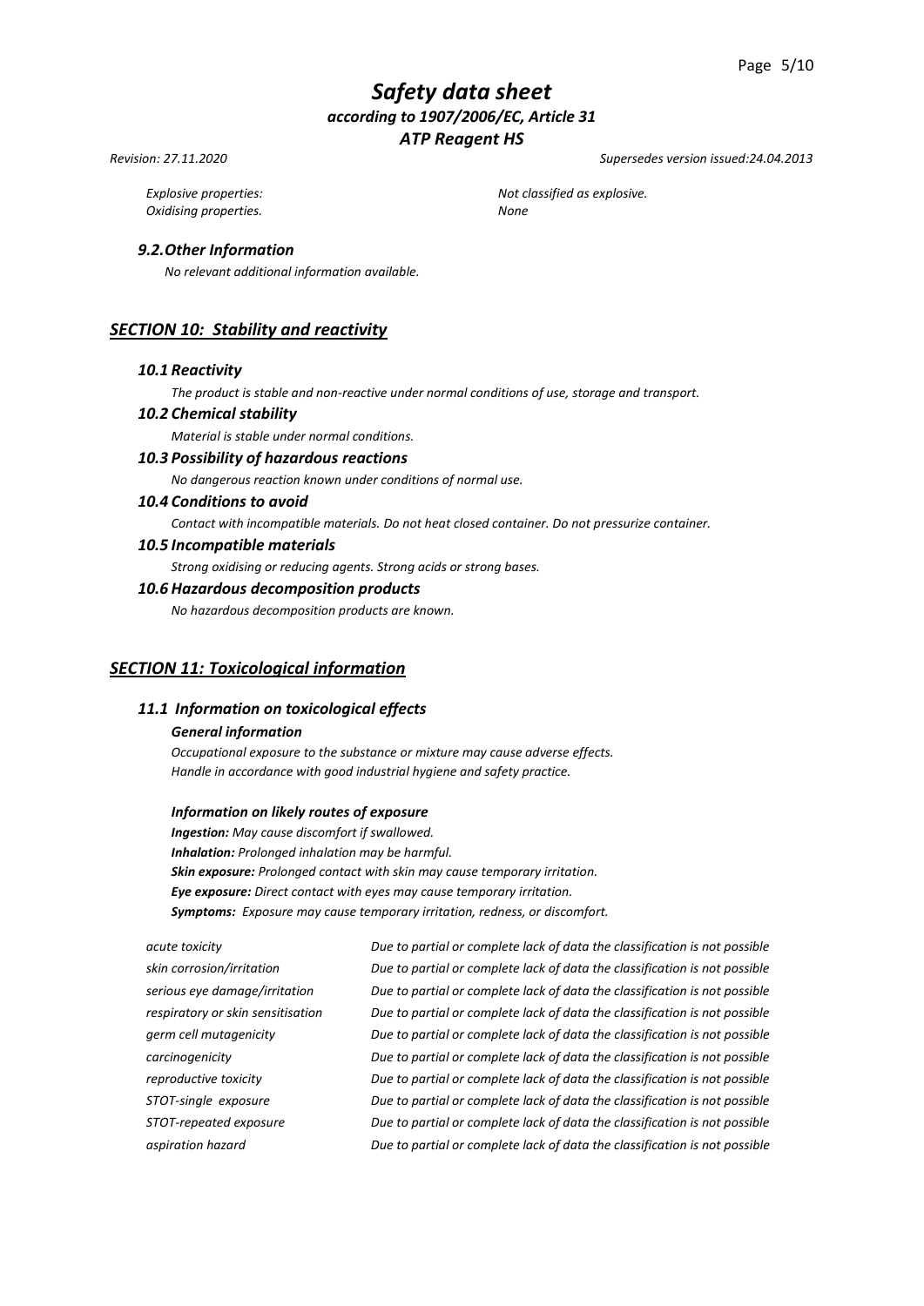| | |
|---|---|
| *Explosive properties:* | *Not classified as explosive.* |
| *Oxidising properties.* | *None* |

### *9.2.Other Information*

*No relevant additional information available.*

## *SECTION 10: Stability and reactivity*

### *10.1 Reactivity*

*The product is stable and non-reactive under normal conditions of use, storage and transport.*

### *10.2 Chemical stability*

*Material is stable under normal conditions.*

### *10.3 Possibility of hazardous reactions*

*No dangerous reaction known under conditions of normal use.*

### *10.4 Conditions to avoid*

*Contact with incompatible materials. Do not heat closed container. Do not pressurize container.*

### *10.5 Incompatible materials*

*Strong oxidising or reducing agents. Strong acids or strong bases.*

### *10.6 Hazardous decomposition products*

*No hazardous decomposition products are known.*

## *SECTION 11: Toxicological information*

### *11.1 Information on toxicological effects*

#### *General information*

*Occupational exposure to the substance or mixture may cause adverse effects.*
*Handle in accordance with good industrial hygiene and safety practice.*

#### *Information on likely routes of exposure*

***Ingestion:*** *May cause discomfort if swallowed.*
***Inhalation:*** *Prolonged inhalation may be harmful.*
***Skin exposure:*** *Prolonged contact with skin may cause temporary irritation.*
***Eye exposure:*** *Direct contact with eyes may cause temporary irritation.*
***Symptoms:*** *Exposure may cause temporary irritation, redness, or discomfort.*

| | |
|---|---|
| *acute toxicity* | *Due to partial or complete lack of data the classification is not possible* |
| *skin corrosion/irritation* | *Due to partial or complete lack of data the classification is not possible* |
| *serious eye damage/irritation* | *Due to partial or complete lack of data the classification is not possible* |
| *respiratory or skin sensitisation* | *Due to partial or complete lack of data the classification is not possible* |
| *germ cell mutagenicity* | *Due to partial or complete lack of data the classification is not possible* |
| *carcinogenicity* | *Due to partial or complete lack of data the classification is not possible* |
| *reproductive toxicity* | *Due to partial or complete lack of data the classification is not possible* |
| *STOT-single exposure* | *Due to partial or complete lack of data the classification is not possible* |
| *STOT-repeated exposure* | *Due to partial or complete lack of data the classification is not possible* |
| *aspiration hazard* | *Due to partial or complete lack of data the classification is not possible* |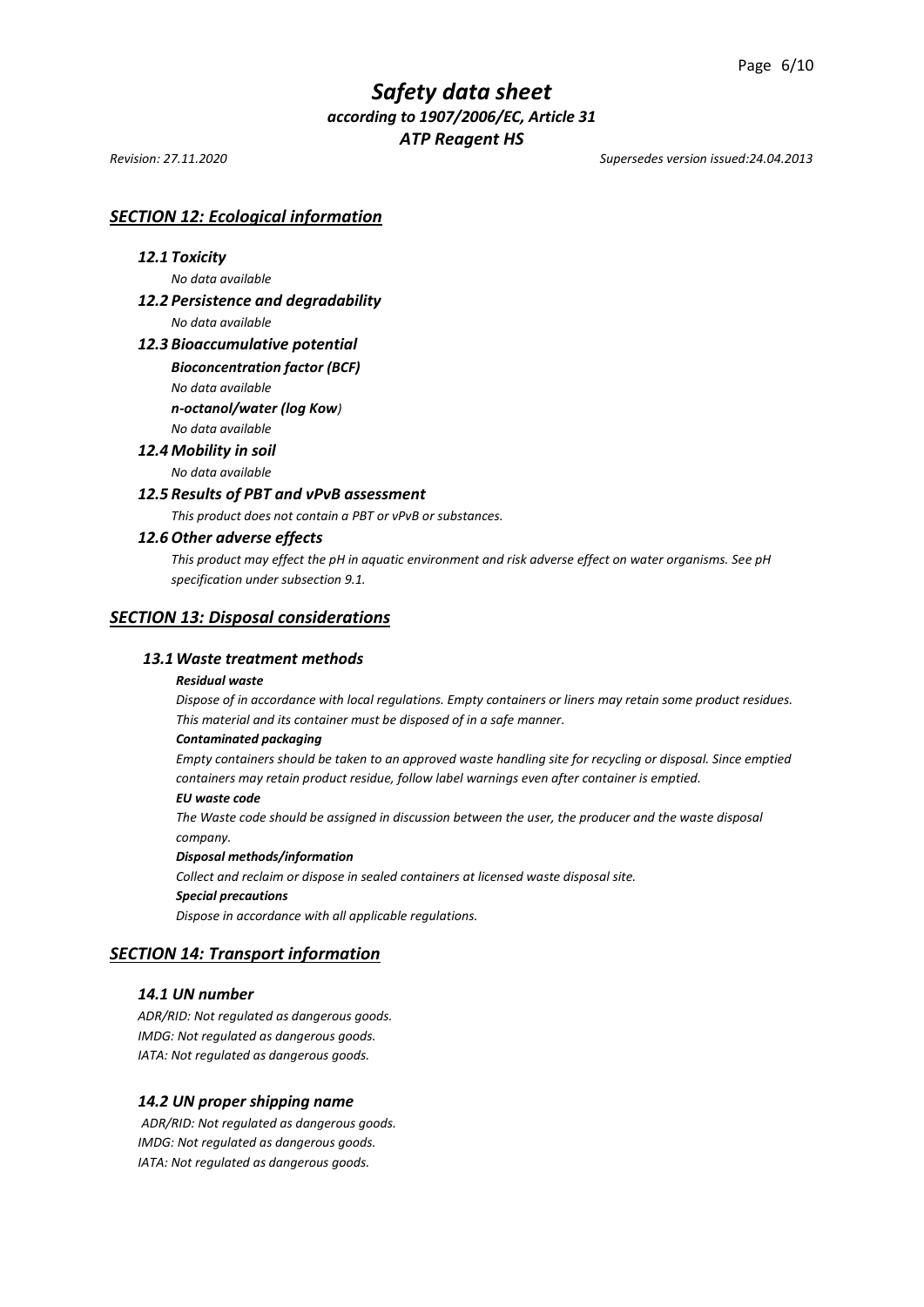## *SECTION 12: Ecological information*

### *12.1 Toxicity*

*No data available*

### *12.2 Persistence and degradability*

*No data available*

### *12.3 Bioaccumulative potential*

***Bioconcentration factor (BCF)***

*No data available*

***n-octanol/water (log Kow)***

*No data available*

### *12.4 Mobility in soil*

*No data available*

### *12.5 Results of PBT and vPvB assessment*

*This product does not contain a PBT or vPvB or substances.*

### *12.6 Other adverse effects*

*This product may effect the pH in aquatic environment and risk adverse effect on water organisms. See pH specification under subsection 9.1.*

## *SECTION 13: Disposal considerations*

### *13.1 Waste treatment methods*

***Residual waste***

*Dispose of in accordance with local regulations. Empty containers or liners may retain some product residues. This material and its container must be disposed of in a safe manner.*

***Contaminated packaging***

*Empty containers should be taken to an approved waste handling site for recycling or disposal. Since emptied containers may retain product residue, follow label warnings even after container is emptied.*

***EU waste code***

*The Waste code should be assigned in discussion between the user, the producer and the waste disposal company.*

***Disposal methods/information***

*Collect and reclaim or dispose in sealed containers at licensed waste disposal site.*

***Special precautions***

*Dispose in accordance with all applicable regulations.*

## *SECTION 14: Transport information*

### *14.1 UN number*

*ADR/RID: Not regulated as dangerous goods.*
*IMDG: Not regulated as dangerous goods.*
*IATA: Not regulated as dangerous goods.*

### *14.2 UN proper shipping name*

*ADR/RID: Not regulated as dangerous goods.*
*IMDG: Not regulated as dangerous goods.*
*IATA: Not regulated as dangerous goods.*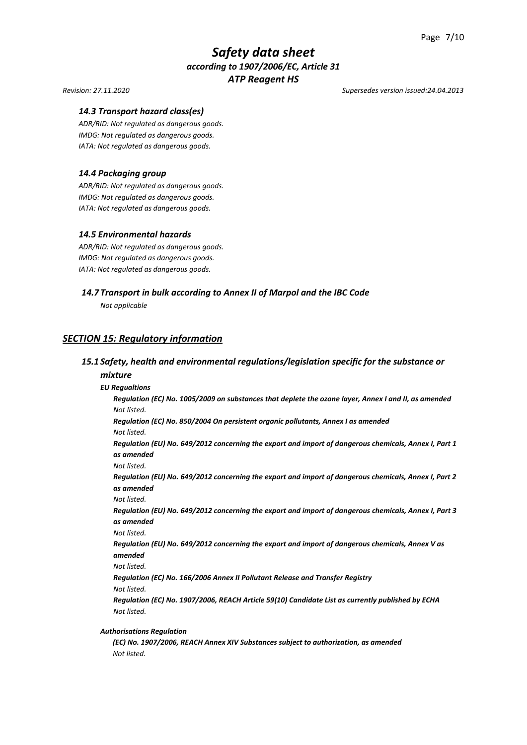### *14.3 Transport hazard class(es)*

*ADR/RID: Not regulated as dangerous goods.*
*IMDG: Not regulated as dangerous goods.*
*IATA: Not regulated as dangerous goods.*

### *14.4 Packaging group*

*ADR/RID: Not regulated as dangerous goods.*
*IMDG: Not regulated as dangerous goods.*
*IATA: Not regulated as dangerous goods.*

### *14.5 Environmental hazards*

*ADR/RID: Not regulated as dangerous goods.*
*IMDG: Not regulated as dangerous goods.*
*IATA: Not regulated as dangerous goods.*

### *14.7 Transport in bulk according to Annex II of Marpol and the IBC Code*

*Not applicable*

## ***SECTION 15: Regulatory information***

### *15.1 Safety, health and environmental regulations/legislation specific for the substance or mixture*

***EU Regualtions***

***Regulation (EC) No. 1005/2009 on substances that deplete the ozone layer, Annex I and II, as amended***
*Not listed.*

***Regulation (EC) No. 850/2004 On persistent organic pollutants, Annex I as amended***
*Not listed.*

***Regulation (EU) No. 649/2012 concerning the export and import of dangerous chemicals, Annex I, Part 1 as amended***
*Not listed.*

***Regulation (EU) No. 649/2012 concerning the export and import of dangerous chemicals, Annex I, Part 2 as amended***
*Not listed.*

***Regulation (EU) No. 649/2012 concerning the export and import of dangerous chemicals, Annex I, Part 3 as amended***
*Not listed.*

***Regulation (EU) No. 649/2012 concerning the export and import of dangerous chemicals, Annex V as amended***
*Not listed.*

***Regulation (EC) No. 166/2006 Annex II Pollutant Release and Transfer Registry***
*Not listed.*

***Regulation (EC) No. 1907/2006, REACH Article 59(10) Candidate List as currently published by ECHA***
*Not listed.*

***Authorisations Regulation***

***(EC) No. 1907/2006, REACH Annex XIV Substances subject to authorization, as amended***
*Not listed.*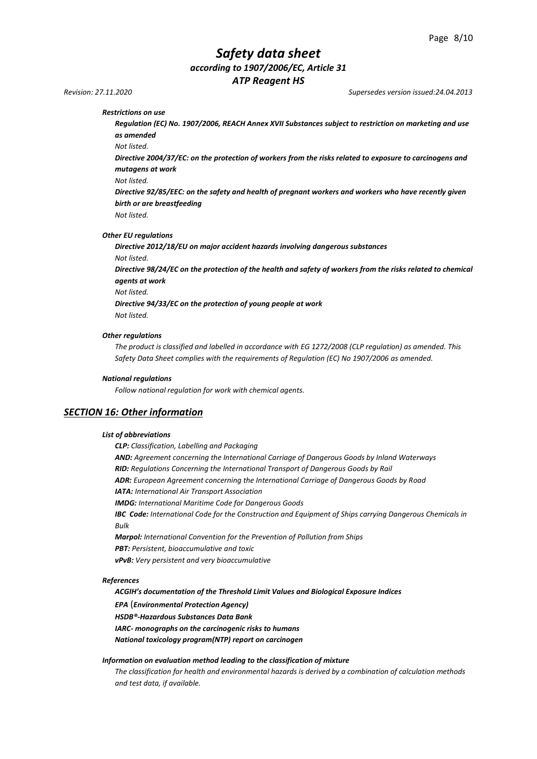***Restrictions on use***

***Regulation (EC) No. 1907/2006, REACH Annex XVII Substances subject to restriction on marketing and use as amended***

*Not listed.*

***Directive 2004/37/EC: on the protection of workers from the risks related to exposure to carcinogens and mutagens at work***

*Not listed.*

***Directive 92/85/EEC: on the safety and health of pregnant workers and workers who have recently given birth or are breastfeeding***

*Not listed.*

***Other EU regulations***

***Directive 2012/18/EU on major accident hazards involving dangerous substances***

*Not listed.*

***Directive 98/24/EC on the protection of the health and safety of workers from the risks related to chemical agents at work***

*Not listed.*

***Directive 94/33/EC on the protection of young people at work***

*Not listed.*

***Other regulations***

*The product is classified and labelled in accordance with EG 1272/2008 (CLP regulation) as amended. This Safety Data Sheet complies with the requirements of Regulation (EC) No 1907/2006 as amended.*

***National regulations***

*Follow national regulation for work with chemical agents.*

## ***SECTION 16: Other information***

***List of abbreviations***

***CLP:*** *Classification, Labelling and Packaging*
***AND:*** *Agreement concerning the International Carriage of Dangerous Goods by Inland Waterways*
***RID:*** *Regulations Concerning the International Transport of Dangerous Goods by Rail*
***ADR:*** *European Agreement concerning the International Carriage of Dangerous Goods by Road*
***IATA:*** *International Air Transport Association*
***IMDG:*** *International Maritime Code for Dangerous Goods*
***IBC Code:*** *International Code for the Construction and Equipment of Ships carrying Dangerous Chemicals in Bulk*
***Marpol:*** *International Convention for the Prevention of Pollution from Ships*
***PBT:*** *Persistent, bioaccumulative and toxic*
***vPvB:*** *Very persistent and very bioaccumulative*

***References***

***ACGIH's documentation of the Threshold Limit Values and Biological Exposure Indices***
***EPA (Environmental Protection Agency)***
***HSDB®-Hazardous Substances Data Bank***
***IARC- monographs on the carcinogenic risks to humans***
***National toxicology program(NTP) report on carcinogen***

***Information on evaluation method leading to the classification of mixture***

*The classification for health and environmental hazards is derived by a combination of calculation methods and test data, if available.*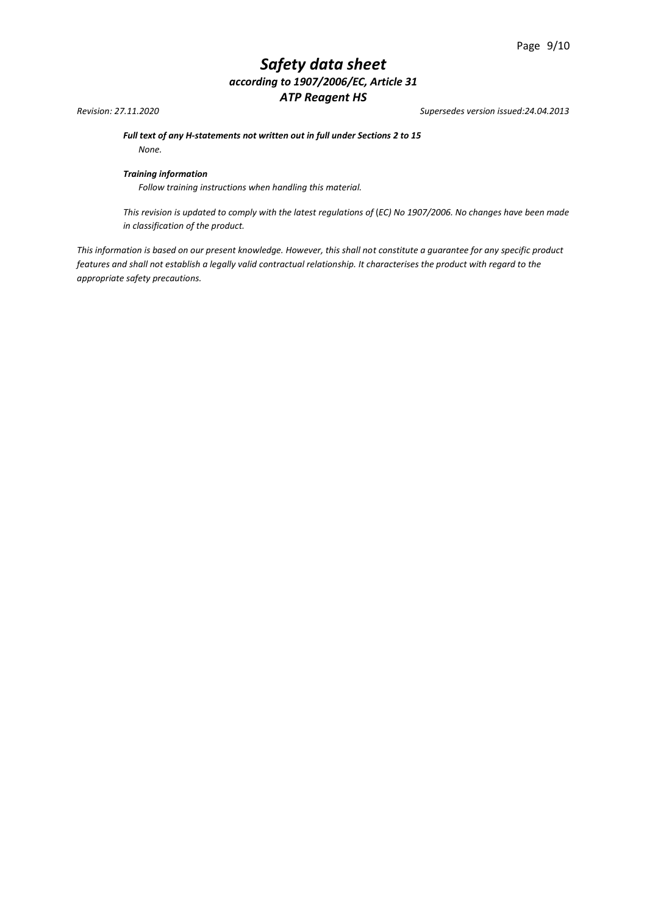***Full text of any H-statements not written out in full under Sections 2 to 15***

*None.*

***Training information***

*Follow training instructions when handling this material.*

*This revision is updated to comply with the latest regulations of (EC) No 1907/2006. No changes have been made in classification of the product.*

*This information is based on our present knowledge. However, this shall not constitute a guarantee for any specific product features and shall not establish a legally valid contractual relationship. It characterises the product with regard to the appropriate safety precautions.*